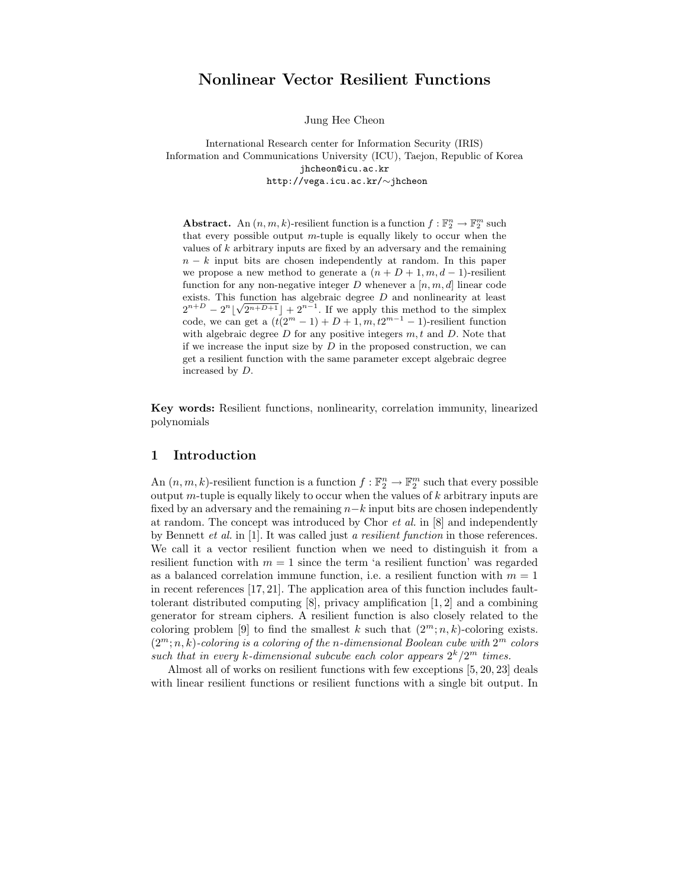# Nonlinear Vector Resilient Functions

Jung Hee Cheon

International Research center for Information Security (IRIS)
Information and Communications University (ICU), Taejon, Republic of Korea
jhcheon@icu.ac.kr
http://vega.icu.ac.kr/∼jhcheon

**Abstract.** An $(n, m, k)$-resilient function is a function $f : \mathbb{F}_2^n \to \mathbb{F}_2^m$ such that every possible output $m$-tuple is equally likely to occur when the values of $k$ arbitrary inputs are fixed by an adversary and the remaining $n-k$ input bits are chosen independently at random. In this paper we propose a new method to generate a $(n+D+1, m, d-1)$-resilient function for any non-negative integer $D$ whenever a $[n, m, d]$ linear code exists. This function has algebraic degree $D$ and nonlinearity at least $2^{n+D} - 2^n\lfloor\sqrt{2^{n+D+1}}\rfloor + 2^{n-1}$. If we apply this method to the simplex code, we can get a $(t(2^m-1)+D+1, m, t2^{m-1}-1)$-resilient function with algebraic degree $D$ for any positive integers $m, t$ and $D$. Note that if we increase the input size by $D$ in the proposed construction, we can get a resilient function with the same parameter except algebraic degree increased by $D$.

**Key words:** Resilient functions, nonlinearity, correlation immunity, linearized polynomials

## 1 Introduction

An $(n, m, k)$-resilient function is a function $f : \mathbb{F}_2^n \to \mathbb{F}_2^m$ such that every possible output $m$-tuple is equally likely to occur when the values of $k$ arbitrary inputs are fixed by an adversary and the remaining $n-k$ input bits are chosen independently at random. The concept was introduced by Chor *et al.* in [8] and independently by Bennett *et al.* in [1]. It was called just *a resilient function* in those references. We call it a vector resilient function when we need to distinguish it from a resilient function with $m = 1$ since the term 'a resilient function' was regarded as a balanced correlation immune function, i.e. a resilient function with $m = 1$ in recent references [17, 21]. The application area of this function includes fault-tolerant distributed computing [8], privacy amplification [1, 2] and a combining generator for stream ciphers. A resilient function is also closely related to the coloring problem [9] to find the smallest $k$ such that $(2^m; n, k)$-coloring exists. *$(2^m; n, k)$-coloring is a coloring of the $n$-dimensional Boolean cube with $2^m$ colors such that in every $k$-dimensional subcube each color appears $2^k/2^m$ times.*

Almost all of works on resilient functions with few exceptions [5, 20, 23] deals with linear resilient functions or resilient functions with a single bit output. In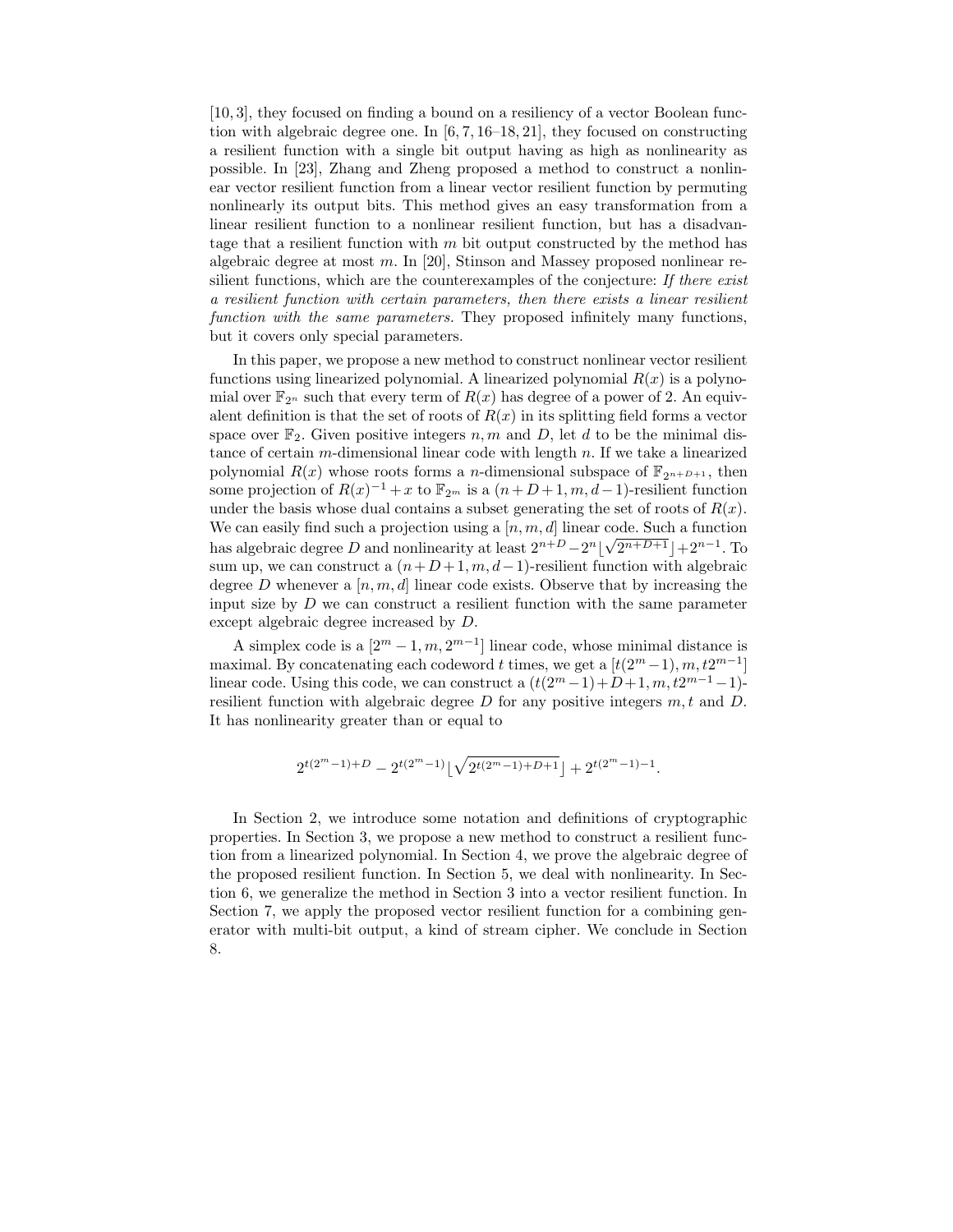[10, 3], they focused on finding a bound on a resiliency of a vector Boolean function with algebraic degree one. In [6, 7, 16–18, 21], they focused on constructing a resilient function with a single bit output having as high as nonlinearity as possible. In [23], Zhang and Zheng proposed a method to construct a nonlinear vector resilient function from a linear vector resilient function by permuting nonlinearly its output bits. This method gives an easy transformation from a linear resilient function to a nonlinear resilient function, but has a disadvantage that a resilient function with $m$ bit output constructed by the method has algebraic degree at most $m$. In [20], Stinson and Massey proposed nonlinear resilient functions, which are the counterexamples of the conjecture: *If there exist a resilient function with certain parameters, then there exists a linear resilient function with the same parameters.* They proposed infinitely many functions, but it covers only special parameters.

In this paper, we propose a new method to construct nonlinear vector resilient functions using linearized polynomial. A linearized polynomial $R(x)$ is a polynomial over $\mathbb{F}_{2^n}$ such that every term of $R(x)$ has degree of a power of 2. An equivalent definition is that the set of roots of $R(x)$ in its splitting field forms a vector space over $\mathbb{F}_2$. Given positive integers $n, m$ and $D$, let $d$ to be the minimal distance of certain $m$-dimensional linear code with length $n$. If we take a linearized polynomial $R(x)$ whose roots forms a $n$-dimensional subspace of $\mathbb{F}_{2^{n+D+1}}$, then some projection of $R(x)^{-1} + x$ to $\mathbb{F}_{2^m}$ is a $(n+D+1, m, d-1)$-resilient function under the basis whose dual contains a subset generating the set of roots of $R(x)$. We can easily find such a projection using a $[n, m, d]$ linear code. Such a function has algebraic degree $D$ and nonlinearity at least $2^{n+D} - 2^n\lfloor\sqrt{2^{n+D+1}}\rfloor + 2^{n-1}$. To sum up, we can construct a $(n+D+1, m, d-1)$-resilient function with algebraic degree $D$ whenever a $[n, m, d]$ linear code exists. Observe that by increasing the input size by $D$ we can construct a resilient function with the same parameter except algebraic degree increased by $D$.

A simplex code is a $[2^m - 1, m, 2^{m-1}]$ linear code, whose minimal distance is maximal. By concatenating each codeword $t$ times, we get a $[t(2^m - 1), m, t2^{m-1}]$ linear code. Using this code, we can construct a $(t(2^m-1)+D+1, m, t2^{m-1}-1)$-resilient function with algebraic degree $D$ for any positive integers $m, t$ and $D$. It has nonlinearity greater than or equal to

$$2^{t(2^m-1)+D} - 2^{t(2^m-1)}\lfloor\sqrt{2^{t(2^m-1)+D+1}}\rfloor + 2^{t(2^m-1)-1}.$$

In Section 2, we introduce some notation and definitions of cryptographic properties. In Section 3, we propose a new method to construct a resilient function from a linearized polynomial. In Section 4, we prove the algebraic degree of the proposed resilient function. In Section 5, we deal with nonlinearity. In Section 6, we generalize the method in Section 3 into a vector resilient function. In Section 7, we apply the proposed vector resilient function for a combining generator with multi-bit output, a kind of stream cipher. We conclude in Section 8.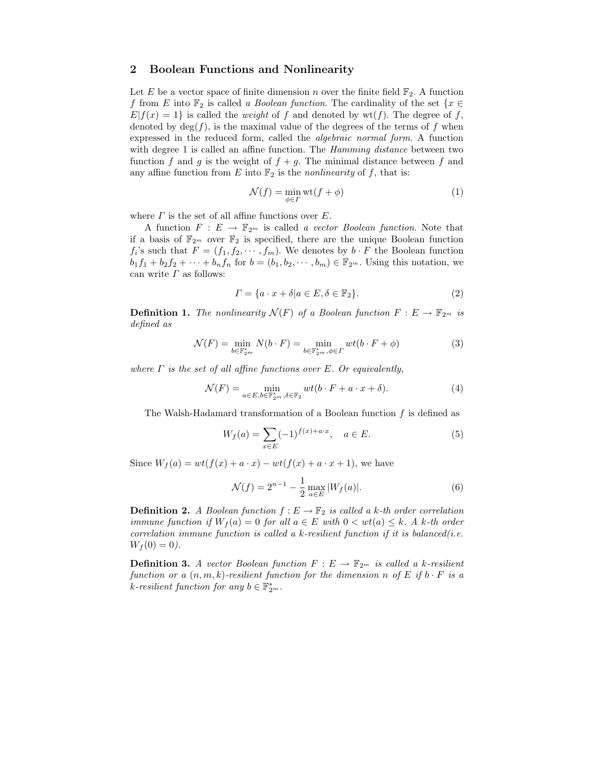## 2 Boolean Functions and Nonlinearity

Let $E$ be a vector space of finite dimension $n$ over the finite field $\mathbb{F}_2$. A function $f$ from $E$ into $\mathbb{F}_2$ is called *a Boolean function*. The cardinality of the set $\{x \in E | f(x) = 1\}$ is called the *weight* of $f$ and denoted by $\mathrm{wt}(f)$. The degree of $f$, denoted by $\deg(f)$, is the maximal value of the degrees of the terms of $f$ when expressed in the reduced form, called the *algebraic normal form*. A function with degree 1 is called an affine function. The *Hamming distance* between two function $f$ and $g$ is the weight of $f + g$. The minimal distance between $f$ and any affine function from $E$ into $\mathbb{F}_2$ is the *nonlinearity* of $f$, that is:

$$\mathcal{N}(f) = \min_{\phi \in \Gamma} \mathrm{wt}(f + \phi) \tag{1}$$

where $\Gamma$ is the set of all affine functions over $E$.

A function $F : E \to \mathbb{F}_{2^m}$ is called *a vector Boolean function*. Note that if a basis of $\mathbb{F}_{2^m}$ over $\mathbb{F}_2$ is specified, there are the unique Boolean function $f_i$'s such that $F = (f_1, f_2, \cdots, f_m)$. We denotes by $b \cdot F$ the Boolean function $b_1 f_1 + b_2 f_2 + \cdots + b_n f_n$ for $b = (b_1, b_2, \cdots, b_m) \in \mathbb{F}_{2^m}$. Using this notation, we can write $\Gamma$ as follows:

$$\Gamma = \{a \cdot x + \delta | a \in E, \delta \in \mathbb{F}_2\}. \tag{2}$$

**Definition 1.** *The nonlinearity $\mathcal{N}(F)$ of a Boolean function $F : E \to \mathbb{F}_{2^m}$ is defined as*

$$\mathcal{N}(F) = \min_{b \in \mathbb{F}_{2^m}^*} N(b \cdot F) = \min_{b \in \mathbb{F}_{2^m}^*, \phi \in \Gamma} wt(b \cdot F + \phi) \tag{3}$$

*where $\Gamma$ is the set of all affine functions over $E$. Or equivalently,*

$$\mathcal{N}(F) = \min_{a \in E, b \in \mathbb{F}_{2^m}^*, \delta \in \mathbb{F}_2} wt(b \cdot F + a \cdot x + \delta). \tag{4}$$

The Walsh-Hadamard transformation of a Boolean function $f$ is defined as

$$W_f(a) = \sum_{x \in E} (-1)^{f(x) + a \cdot x}, \quad a \in E. \tag{5}$$

Since $W_f(a) = wt(f(x) + a \cdot x) - wt(f(x) + a \cdot x + 1)$, we have

$$\mathcal{N}(f) = 2^{n-1} - \frac{1}{2} \max_{a \in E} |W_f(a)|. \tag{6}$$

**Definition 2.** *A Boolean function $f : E \to \mathbb{F}_2$ is called a k-th order correlation immune function if $W_f(a) = 0$ for all $a \in E$ with $0 < wt(a) \le k$. A k-th order correlation immune function is called a k-resilient function if it is balanced(i.e. $W_f(0) = 0$).*

**Definition 3.** *A vector Boolean function $F : E \to \mathbb{F}_{2^m}$ is called a k-resilient function or a $(n, m, k)$-resilient function for the dimension $n$ of $E$ if $b \cdot F$ is a k-resilient function for any $b \in \mathbb{F}_{2^m}^*$.*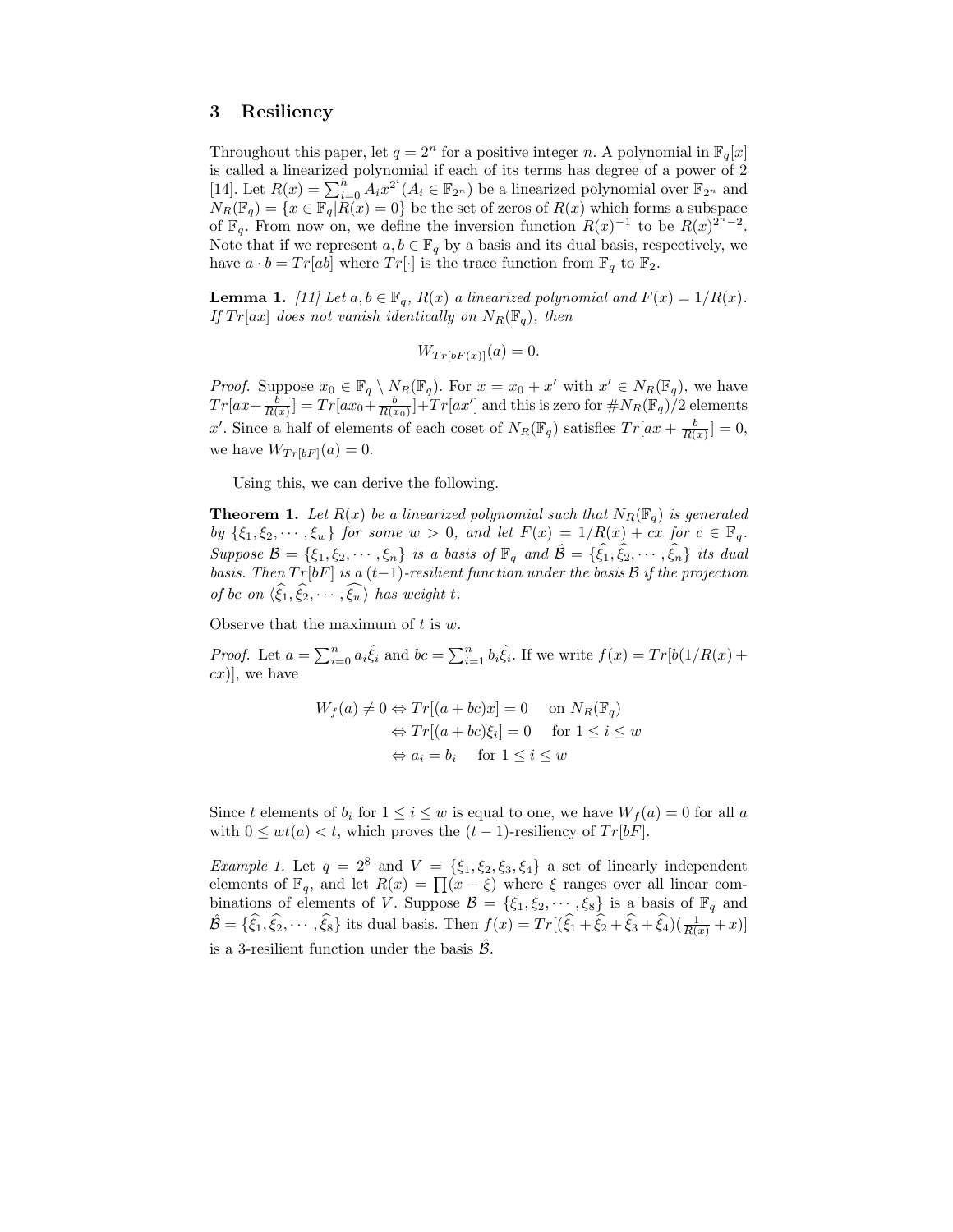## 3 Resiliency

Throughout this paper, let $q = 2^n$ for a positive integer $n$. A polynomial in $\mathbb{F}_q[x]$ is called a linearized polynomial if each of its terms has degree of a power of 2 [14]. Let $R(x) = \sum_{i=0}^{h} A_i x^{2^i} (A_i \in \mathbb{F}_{2^n})$ be a linearized polynomial over $\mathbb{F}_{2^n}$ and $N_R(\mathbb{F}_q) = \{x \in \mathbb{F}_q | R(x) = 0\}$ be the set of zeros of $R(x)$ which forms a subspace of $\mathbb{F}_q$. From now on, we define the inversion function $R(x)^{-1}$ to be $R(x)^{2^n-2}$. Note that if we represent $a, b \in \mathbb{F}_q$ by a basis and its dual basis, respectively, we have $a \cdot b = Tr[ab]$ where $Tr[\cdot]$ is the trace function from $\mathbb{F}_q$ to $\mathbb{F}_2$.

**Lemma 1.** *[11] Let $a, b \in \mathbb{F}_q$, $R(x)$ a linearized polynomial and $F(x) = 1/R(x)$. If $Tr[ax]$ does not vanish identically on $N_R(\mathbb{F}_q)$, then*

$$W_{Tr[bF(x)]}(a) = 0.$$

*Proof.* Suppose $x_0 \in \mathbb{F}_q \setminus N_R(\mathbb{F}_q)$. For $x = x_0 + x'$ with $x' \in N_R(\mathbb{F}_q)$, we have $Tr[ax + \frac{b}{R(x)}] = Tr[ax_0 + \frac{b}{R(x_0)}] + Tr[ax']$ and this is zero for $\#N_R(\mathbb{F}_q)/2$ elements $x'$. Since a half of elements of each coset of $N_R(\mathbb{F}_q)$ satisfies $Tr[ax + \frac{b}{R(x)}] = 0$, we have $W_{Tr[bF]}(a) = 0$.

Using this, we can derive the following.

**Theorem 1.** *Let $R(x)$ be a linearized polynomial such that $N_R(\mathbb{F}_q)$ is generated by $\{\xi_1, \xi_2, \cdots, \xi_w\}$ for some $w > 0$, and let $F(x) = 1/R(x) + cx$ for $c \in \mathbb{F}_q$. Suppose $\mathcal{B} = \{\xi_1, \xi_2, \cdots, \xi_n\}$ is a basis of $\mathbb{F}_q$ and $\hat{\mathcal{B}} = \{\widehat{\xi_1}, \widehat{\xi_2}, \cdots, \widehat{\xi_n}\}$ its dual basis. Then $Tr[bF]$ is a $(t-1)$-resilient function under the basis $\mathcal{B}$ if the projection of $bc$ on $\langle \widehat{\xi_1}, \widehat{\xi_2}, \cdots, \widehat{\xi_w} \rangle$ has weight $t$.*

Observe that the maximum of $t$ is $w$.

*Proof.* Let $a = \sum_{i=0}^{n} a_i \hat{\xi}_i$ and $bc = \sum_{i=1}^{n} b_i \hat{\xi}_i$. If we write $f(x) = Tr[b(1/R(x) + cx)]$, we have

$$\begin{aligned} W_f(a) \neq 0 &\Leftrightarrow Tr[(a + bc)x] = 0 \quad \text{ on } N_R(\mathbb{F}_q) \\ &\Leftrightarrow Tr[(a + bc)\xi_i] = 0 \quad \text{ for } 1 \leq i \leq w \\ &\Leftrightarrow a_i = b_i \quad \text{ for } 1 \leq i \leq w \end{aligned}$$

Since $t$ elements of $b_i$ for $1 \leq i \leq w$ is equal to one, we have $W_f(a) = 0$ for all $a$ with $0 \leq wt(a) < t$, which proves the $(t-1)$-resiliency of $Tr[bF]$.

*Example 1.* Let $q = 2^8$ and $V = \{\xi_1, \xi_2, \xi_3, \xi_4\}$ a set of linearly independent elements of $\mathbb{F}_q$, and let $R(x) = \prod(x - \xi)$ where $\xi$ ranges over all linear combinations of elements of $V$. Suppose $\mathcal{B} = \{\xi_1, \xi_2, \cdots, \xi_8\}$ is a basis of $\mathbb{F}_q$ and $\hat{\mathcal{B}} = \{\widehat{\xi_1}, \widehat{\xi_2}, \cdots, \widehat{\xi_8}\}$ its dual basis. Then $f(x) = Tr[(\widehat{\xi_1} + \widehat{\xi_2} + \widehat{\xi_3} + \widehat{\xi_4})(\frac{1}{R(x)} + x)]$ is a 3-resilient function under the basis $\hat{\mathcal{B}}$.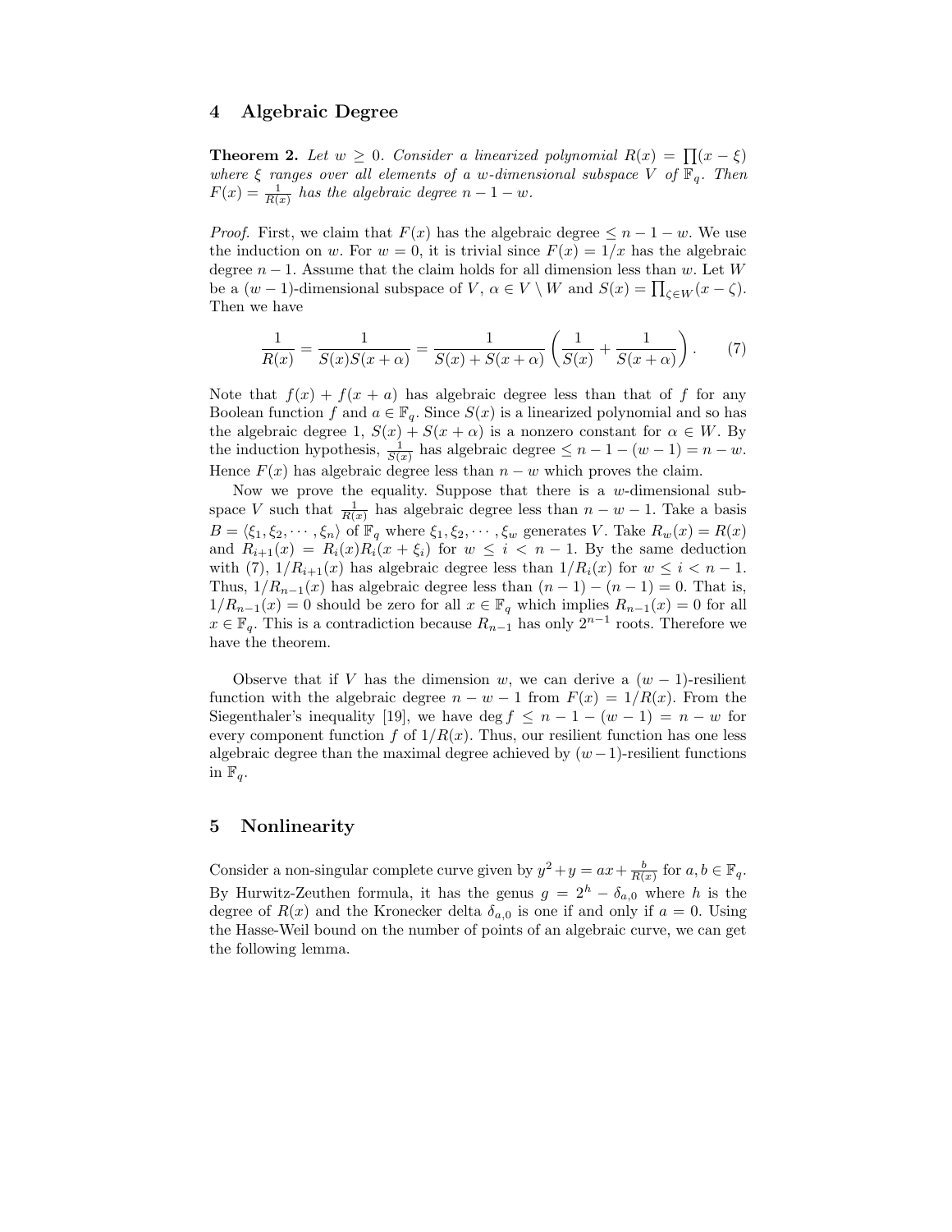## 4 Algebraic Degree

**Theorem 2.** *Let $w \geq 0$. Consider a linearized polynomial $R(x) = \prod(x - \xi)$ where $\xi$ ranges over all elements of a $w$-dimensional subspace $V$ of $\mathbb{F}_q$. Then $F(x) = \frac{1}{R(x)}$ has the algebraic degree $n - 1 - w$.*

*Proof.* First, we claim that $F(x)$ has the algebraic degree $\leq n - 1 - w$. We use the induction on $w$. For $w = 0$, it is trivial since $F(x) = 1/x$ has the algebraic degree $n - 1$. Assume that the claim holds for all dimension less than $w$. Let $W$ be a $(w - 1)$-dimensional subspace of $V$, $\alpha \in V \setminus W$ and $S(x) = \prod_{\zeta \in W}(x - \zeta)$. Then we have

$$\frac{1}{R(x)} = \frac{1}{S(x)S(x+\alpha)} = \frac{1}{S(x) + S(x+\alpha)} \left( \frac{1}{S(x)} + \frac{1}{S(x+\alpha)} \right). \quad (7)$$

Note that $f(x) + f(x + a)$ has algebraic degree less than that of $f$ for any Boolean function $f$ and $a \in \mathbb{F}_q$. Since $S(x)$ is a linearized polynomial and so has the algebraic degree 1, $S(x) + S(x + \alpha)$ is a nonzero constant for $\alpha \in W$. By the induction hypothesis, $\frac{1}{S(x)}$ has algebraic degree $\leq n - 1 - (w - 1) = n - w$. Hence $F(x)$ has algebraic degree less than $n - w$ which proves the claim.

Now we prove the equality. Suppose that there is a $w$-dimensional subspace $V$ such that $\frac{1}{R(x)}$ has algebraic degree less than $n - w - 1$. Take a basis $B = \langle \xi_1, \xi_2, \cdots, \xi_n \rangle$ of $\mathbb{F}_q$ where $\xi_1, \xi_2, \cdots, \xi_w$ generates $V$. Take $R_w(x) = R(x)$ and $R_{i+1}(x) = R_i(x)R_i(x + \xi_i)$ for $w \leq i < n - 1$. By the same deduction with (7), $1/R_{i+1}(x)$ has algebraic degree less than $1/R_i(x)$ for $w \leq i < n - 1$. Thus, $1/R_{n-1}(x)$ has algebraic degree less than $(n - 1) - (n - 1) = 0$. That is, $1/R_{n-1}(x) = 0$ should be zero for all $x \in \mathbb{F}_q$ which implies $R_{n-1}(x) = 0$ for all $x \in \mathbb{F}_q$. This is a contradiction because $R_{n-1}$ has only $2^{n-1}$ roots. Therefore we have the theorem.

Observe that if $V$ has the dimension $w$, we can derive a $(w - 1)$-resilient function with the algebraic degree $n - w - 1$ from $F(x) = 1/R(x)$. From the Siegenthaler's inequality [19], we have $\deg f \leq n - 1 - (w - 1) = n - w$ for every component function $f$ of $1/R(x)$. Thus, our resilient function has one less algebraic degree than the maximal degree achieved by $(w-1)$-resilient functions in $\mathbb{F}_q$.

## 5 Nonlinearity

Consider a non-singular complete curve given by $y^2 + y = ax + \frac{b}{R(x)}$ for $a, b \in \mathbb{F}_q$. By Hurwitz-Zeuthen formula, it has the genus $g = 2^h - \delta_{a,0}$ where $h$ is the degree of $R(x)$ and the Kronecker delta $\delta_{a,0}$ is one if and only if $a = 0$. Using the Hasse-Weil bound on the number of points of an algebraic curve, we can get the following lemma.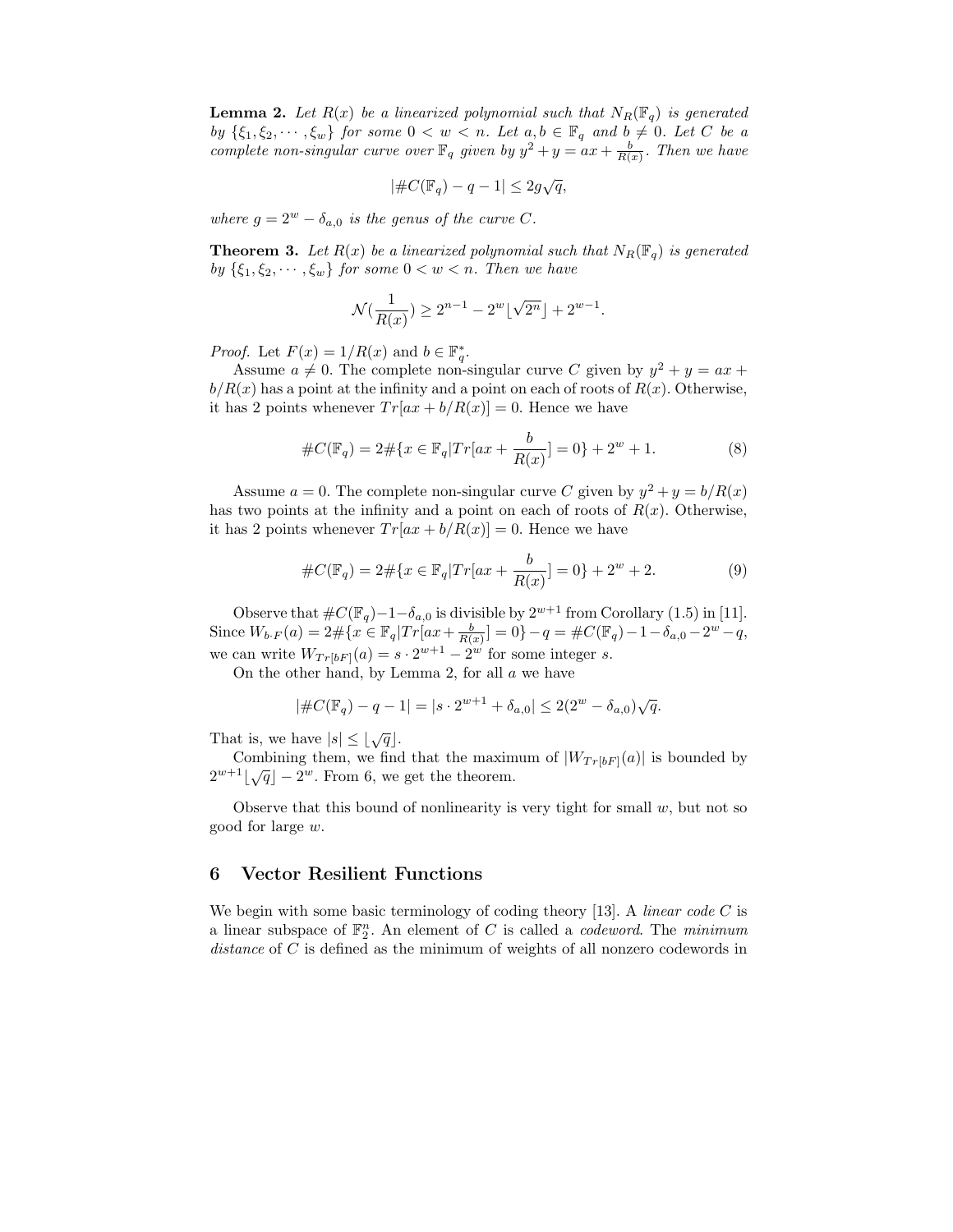**Lemma 2.** *Let $R(x)$ be a linearized polynomial such that $N_R(\mathbb{F}_q)$ is generated by $\{\xi_1, \xi_2, \cdots, \xi_w\}$ for some $0 < w < n$. Let $a, b \in \mathbb{F}_q$ and $b \neq 0$. Let $C$ be a complete non-singular curve over $\mathbb{F}_q$ given by $y^2 + y = ax + \frac{b}{R(x)}$. Then we have*

$$|\#C(\mathbb{F}_q) - q - 1| \leq 2g\sqrt{q},$$

*where $g = 2^w - \delta_{a,0}$ is the genus of the curve $C$.*

**Theorem 3.** *Let $R(x)$ be a linearized polynomial such that $N_R(\mathbb{F}_q)$ is generated by $\{\xi_1, \xi_2, \cdots, \xi_w\}$ for some $0 < w < n$. Then we have*

$$\mathcal{N}(\frac{1}{R(x)}) \geq 2^{n-1} - 2^w \lfloor \sqrt{2^n} \rfloor + 2^{w-1}.$$

*Proof.* Let $F(x) = 1/R(x)$ and $b \in \mathbb{F}_q^*$.

Assume $a \neq 0$. The complete non-singular curve $C$ given by $y^2 + y = ax + b/R(x)$ has a point at the infinity and a point on each of roots of $R(x)$. Otherwise, it has 2 points whenever $Tr[ax + b/R(x)] = 0$. Hence we have

$$\#C(\mathbb{F}_q) = 2\#\{x \in \mathbb{F}_q | Tr[ax + \frac{b}{R(x)}] = 0\} + 2^w + 1. \tag{8}$$

Assume $a = 0$. The complete non-singular curve $C$ given by $y^2 + y = b/R(x)$ has two points at the infinity and a point on each of roots of $R(x)$. Otherwise, it has 2 points whenever $Tr[ax + b/R(x)] = 0$. Hence we have

$$\#C(\mathbb{F}_q) = 2\#\{x \in \mathbb{F}_q | Tr[ax + \frac{b}{R(x)}] = 0\} + 2^w + 2. \tag{9}$$

Observe that $\#C(\mathbb{F}_q) - 1 - \delta_{a,0}$ is divisible by $2^{w+1}$ from Corollary (1.5) in [11]. Since $W_{b \cdot F}(a) = 2\#\{x \in \mathbb{F}_q | Tr[ax + \frac{b}{R(x)}] = 0\} - q = \#C(\mathbb{F}_q) - 1 - \delta_{a,0} - 2^w - q$, we can write $W_{Tr[bF]}(a) = s \cdot 2^{w+1} - 2^w$ for some integer $s$.

On the other hand, by Lemma 2, for all $a$ we have

$$|\#C(\mathbb{F}_q) - q - 1| = |s \cdot 2^{w+1} + \delta_{a,0}| \leq 2(2^w - \delta_{a,0})\sqrt{q}.$$

That is, we have $|s| \leq \lfloor \sqrt{q} \rfloor$.

Combining them, we find that the maximum of $|W_{Tr[bF]}(a)|$ is bounded by $2^{w+1}\lfloor \sqrt{q} \rfloor - 2^w$. From 6, we get the theorem.

Observe that this bound of nonlinearity is very tight for small $w$, but not so good for large $w$.

## 6 Vector Resilient Functions

We begin with some basic terminology of coding theory [13]. A *linear code* $C$ is a linear subspace of $\mathbb{F}_2^n$. An element of $C$ is called a *codeword*. The *minimum distance* of $C$ is defined as the minimum of weights of all nonzero codewords in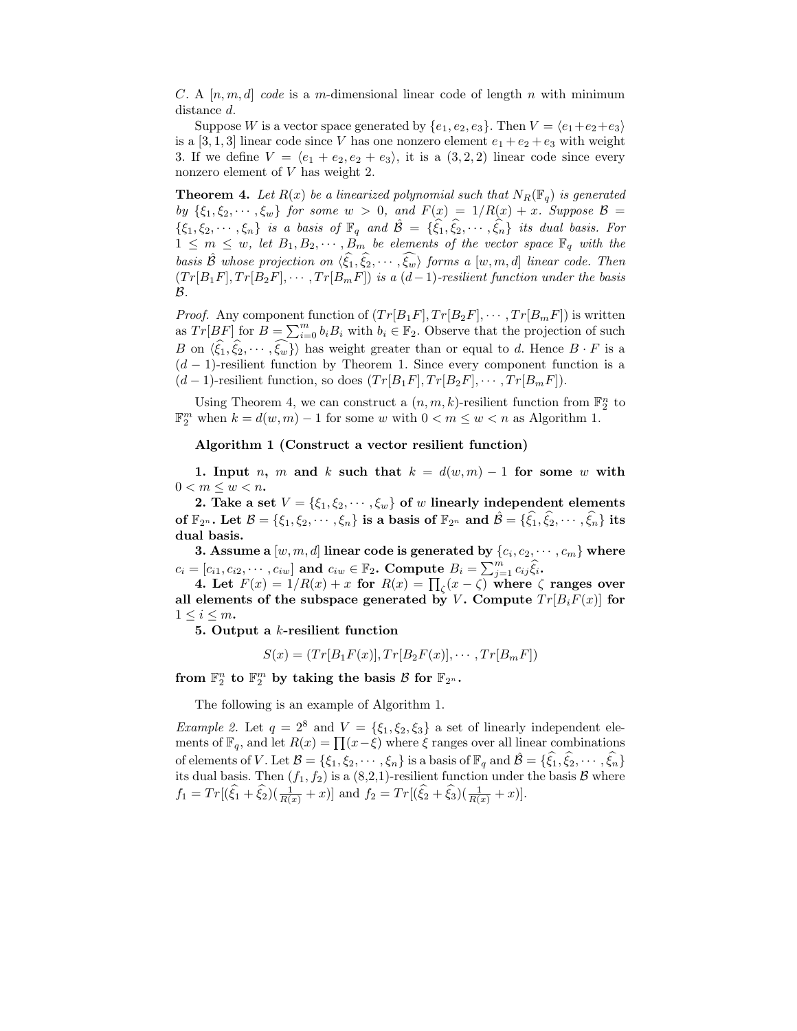$C$. A $[n, m, d]$ *code* is a $m$-dimensional linear code of length $n$ with minimum distance $d$.

Suppose $W$ is a vector space generated by $\{e_1, e_2, e_3\}$. Then $V = \langle e_1+e_2+e_3 \rangle$ is a $[3, 1, 3]$ linear code since $V$ has one nonzero element $e_1+e_2+e_3$ with weight 3. If we define $V = \langle e_1 + e_2, e_2 + e_3 \rangle$, it is a $(3, 2, 2)$ linear code since every nonzero element of $V$ has weight 2.

**Theorem 4.** *Let $R(x)$ be a linearized polynomial such that $N_R(\mathbb{F}_q)$ is generated by $\{\xi_1, \xi_2, \cdots, \xi_w\}$ for some $w > 0$, and $F(x) = 1/R(x) + x$. Suppose $\mathcal{B} = \{\xi_1, \xi_2, \cdots, \xi_n\}$ is a basis of $\mathbb{F}_q$ and $\hat{\mathcal{B}} = \{\widehat{\xi_1}, \widehat{\xi_2}, \cdots, \widehat{\xi_n}\}$ its dual basis. For $1 \le m \le w$, let $B_1, B_2, \cdots, B_m$ be elements of the vector space $\mathbb{F}_q$ with the basis $\hat{\mathcal{B}}$ whose projection on $\langle \widehat{\xi_1}, \widehat{\xi_2}, \cdots, \widehat{\xi_w} \rangle$ forms a $[w, m, d]$ linear code. Then $(Tr[B_1F], Tr[B_2F], \cdots, Tr[B_mF])$ is a $(d-1)$-resilient function under the basis $\mathcal{B}$.*

*Proof.* Any component function of $(Tr[B_1F], Tr[B_2F], \cdots, Tr[B_mF])$ is written as $Tr[BF]$ for $B = \sum_{i=0}^{m} b_i B_i$ with $b_i \in \mathbb{F}_2$. Observe that the projection of such $B$ on $\langle \widehat{\xi_1}, \widehat{\xi_2}, \cdots, \widehat{\xi_w} \rangle$ has weight greater than or equal to $d$. Hence $B \cdot F$ is a $(d-1)$-resilient function by Theorem 1. Since every component function is a $(d-1)$-resilient function, so does $(Tr[B_1F], Tr[B_2F], \cdots, Tr[B_mF])$.

Using Theorem 4, we can construct a $(n, m, k)$-resilient function from $\mathbb{F}_2^n$ to $\mathbb{F}_2^m$ when $k = d(w, m) - 1$ for some $w$ with $0 < m \le w < n$ as Algorithm 1.

**Algorithm 1 (Construct a vector resilient function)**

**1. Input $n$, $m$ and $k$ such that $k = d(w, m) - 1$ for some $w$ with $0 < m \le w < n$.**

**2. Take a set $V = \{\xi_1, \xi_2, \cdots, \xi_w\}$ of $w$ linearly independent elements of $\mathbb{F}_{2^n}$. Let $\mathcal{B} = \{\xi_1, \xi_2, \cdots, \xi_n\}$ is a basis of $\mathbb{F}_{2^n}$ and $\hat{\mathcal{B}} = \{\widehat{\xi_1}, \widehat{\xi_2}, \cdots, \widehat{\xi_n}\}$ its dual basis.**

**3. Assume a $[w, m, d]$ linear code is generated by $\{c_i, c_2, \cdots, c_m\}$ where $c_i = [c_{i1}, c_{i2}, \cdots, c_{iw}]$ and $c_{iw} \in \mathbb{F}_2$. Compute $B_i = \sum_{j=1}^{m} c_{ij} \widehat{\xi_i}$.**

**4. Let $F(x) = 1/R(x) + x$ for $R(x) = \prod_{\zeta}(x - \zeta)$ where $\zeta$ ranges over all elements of the subspace generated by $V$. Compute $Tr[B_iF(x)]$ for $1 \le i \le m$.**

**5. Output a $k$-resilient function**

$$S(x) = (Tr[B_1F(x)], Tr[B_2F(x)], \cdots, Tr[B_mF])$$

**from $\mathbb{F}_2^n$ to $\mathbb{F}_2^m$ by taking the basis $\mathcal{B}$ for $\mathbb{F}_{2^n}$.**

The following is an example of Algorithm 1.

*Example 2.* Let $q = 2^8$ and $V = \{\xi_1, \xi_2, \xi_3\}$ a set of linearly independent elements of $\mathbb{F}_q$, and let $R(x) = \prod(x-\xi)$ where $\xi$ ranges over all linear combinations of elements of $V$. Let $\mathcal{B} = \{\xi_1, \xi_2, \cdots, \xi_n\}$ is a basis of $\mathbb{F}_q$ and $\hat{\mathcal{B}} = \{\widehat{\xi_1}, \widehat{\xi_2}, \cdots, \widehat{\xi_n}\}$ its dual basis. Then $(f_1, f_2)$ is a (8,2,1)-resilient function under the basis $\mathcal{B}$ where $f_1 = Tr[(\widehat{\xi_1} + \widehat{\xi_2})(\frac{1}{R(x)} + x)]$ and $f_2 = Tr[(\widehat{\xi_2} + \widehat{\xi_3})(\frac{1}{R(x)} + x)]$.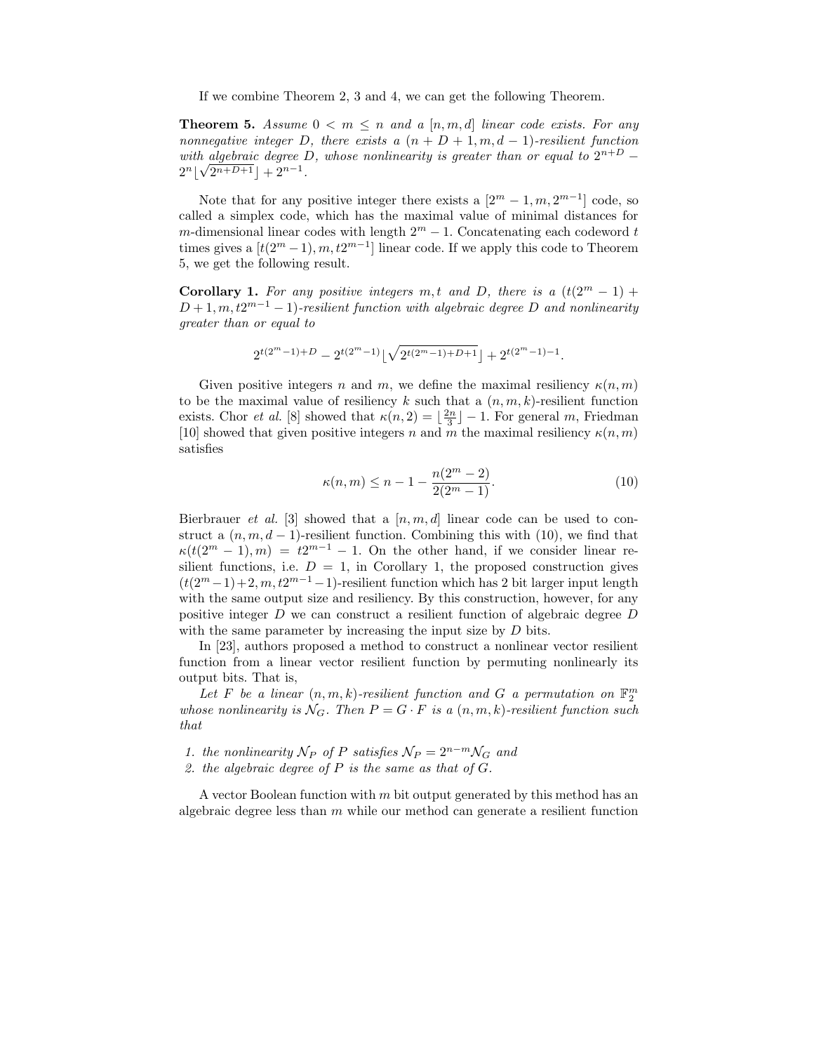If we combine Theorem 2, 3 and 4, we can get the following Theorem.

**Theorem 5.** *Assume $0 < m \leq n$ and a $[n, m, d]$ linear code exists. For any nonnegative integer $D$, there exists a $(n + D + 1, m, d - 1)$-resilient function with algebraic degree $D$, whose nonlinearity is greater than or equal to $2^{n+D} - 2^n\lfloor\sqrt{2^{n+D+1}}\rfloor + 2^{n-1}$.*

Note that for any positive integer there exists a $[2^m - 1, m, 2^{m-1}]$ code, so called a simplex code, which has the maximal value of minimal distances for $m$-dimensional linear codes with length $2^m - 1$. Concatenating each codeword $t$ times gives a $[t(2^m - 1), m, t2^{m-1}]$ linear code. If we apply this code to Theorem 5, we get the following result.

**Corollary 1.** *For any positive integers $m, t$ and $D$, there is a $(t(2^m - 1) + D + 1, m, t2^{m-1} - 1)$-resilient function with algebraic degree $D$ and nonlinearity greater than or equal to*

$$2^{t(2^m-1)+D} - 2^{t(2^m-1)}\lfloor\sqrt{2^{t(2^m-1)+D+1}}\rfloor + 2^{t(2^m-1)-1}.$$

Given positive integers $n$ and $m$, we define the maximal resiliency $\kappa(n, m)$ to be the maximal value of resiliency $k$ such that a $(n, m, k)$-resilient function exists. Chor *et al.* [8] showed that $\kappa(n, 2) = \lfloor\frac{2n}{3}\rfloor - 1$. For general $m$, Friedman [10] showed that given positive integers $n$ and $m$ the maximal resiliency $\kappa(n, m)$ satisfies

$$\kappa(n, m) \leq n - 1 - \frac{n(2^m - 2)}{2(2^m - 1)}. \tag{10}$$

Bierbrauer *et al.* [3] showed that a $[n, m, d]$ linear code can be used to construct a $(n, m, d - 1)$-resilient function. Combining this with (10), we find that $\kappa(t(2^m - 1), m) = t2^{m-1} - 1$. On the other hand, if we consider linear resilient functions, i.e. $D = 1$, in Corollary 1, the proposed construction gives $(t(2^m - 1) + 2, m, t2^{m-1} - 1)$-resilient function which has 2 bit larger input length with the same output size and resiliency. By this construction, however, for any positive integer $D$ we can construct a resilient function of algebraic degree $D$ with the same parameter by increasing the input size by $D$ bits.

In [23], authors proposed a method to construct a nonlinear vector resilient function from a linear vector resilient function by permuting nonlinearly its output bits. That is,

*Let $F$ be a linear $(n, m, k)$-resilient function and $G$ a permutation on $\mathbb{F}_2^m$ whose nonlinearity is $\mathcal{N}_G$. Then $P = G \cdot F$ is a $(n, m, k)$-resilient function such that*

1. *the nonlinearity $\mathcal{N}_P$ of $P$ satisfies $\mathcal{N}_P = 2^{n-m}\mathcal{N}_G$ and*
2. *the algebraic degree of $P$ is the same as that of $G$.*

A vector Boolean function with $m$ bit output generated by this method has an algebraic degree less than $m$ while our method can generate a resilient function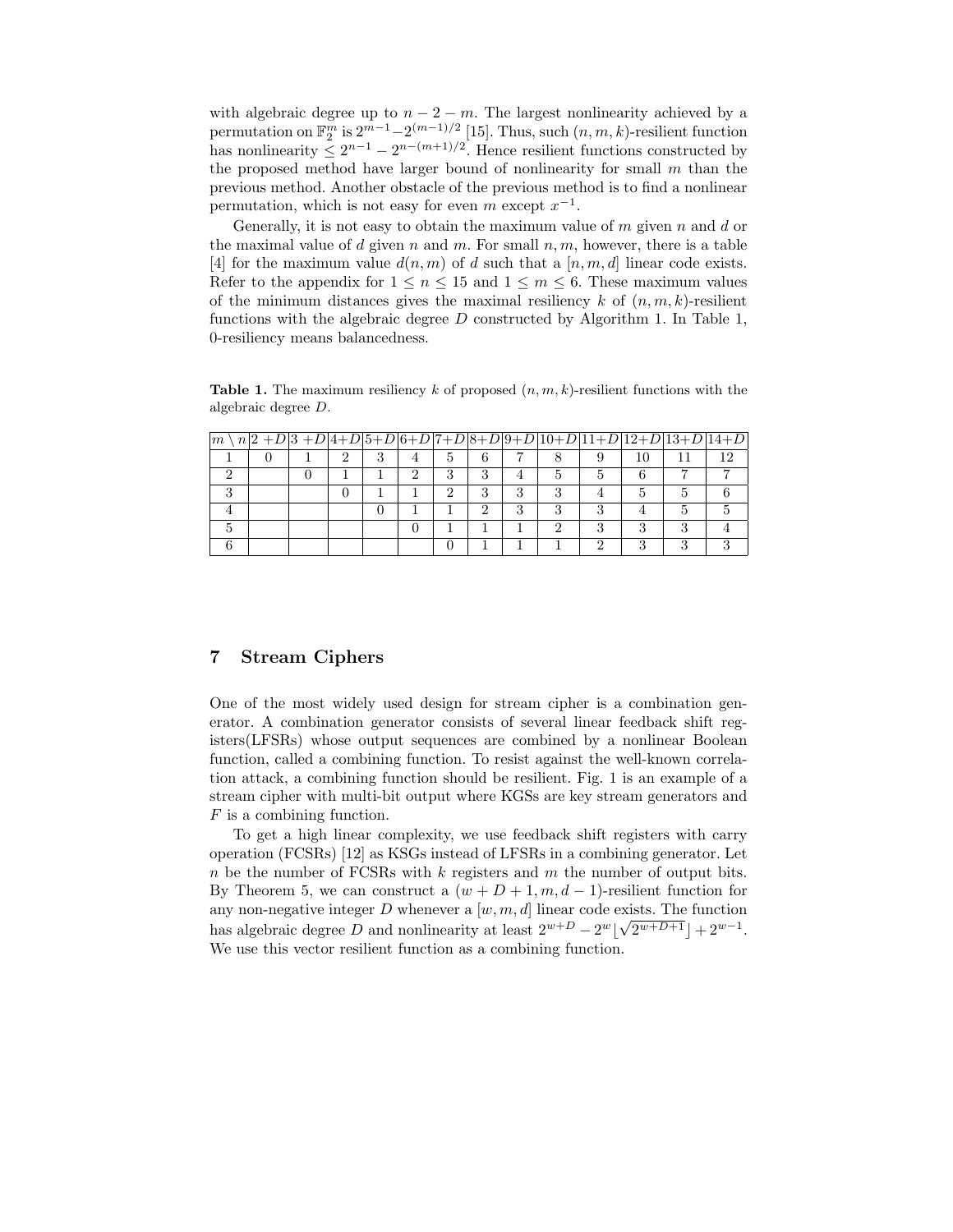with algebraic degree up to $n-2-m$. The largest nonlinearity achieved by a permutation on $\mathbb{F}_2^m$ is $2^{m-1}-2^{(m-1)/2}$ [15]. Thus, such $(n,m,k)$-resilient function has nonlinearity $\leq 2^{n-1}-2^{n-(m+1)/2}$. Hence resilient functions constructed by the proposed method have larger bound of nonlinearity for small $m$ than the previous method. Another obstacle of the previous method is to find a nonlinear permutation, which is not easy for even $m$ except $x^{-1}$.

Generally, it is not easy to obtain the maximum value of $m$ given $n$ and $d$ or the maximal value of $d$ given $n$ and $m$. For small $n, m$, however, there is a table [4] for the maximum value $d(n,m)$ of $d$ such that a $[n,m,d]$ linear code exists. Refer to the appendix for $1 \leq n \leq 15$ and $1 \leq m \leq 6$. These maximum values of the minimum distances gives the maximal resiliency $k$ of $(n,m,k)$-resilient functions with the algebraic degree $D$ constructed by Algorithm 1. In Table 1, 0-resiliency means balancedness.

**Table 1.** The maximum resiliency $k$ of proposed $(n,m,k)$-resilient functions with the algebraic degree $D$.

| $m \setminus n$ | $2+D$ | $3+D$ | $4+D$ | $5+D$ | $6+D$ | $7+D$ | $8+D$ | $9+D$ | $10+D$ | $11+D$ | $12+D$ | $13+D$ | $14+D$ |
|---|---|---|---|---|---|---|---|---|---|---|---|---|---|
| 1 | 0 | 1 | 2 | 3 | 4 | 5 | 6 | 7 | 8 | 9 | 10 | 11 | 12 |
| 2 | | 0 | 1 | 1 | 2 | 3 | 3 | 4 | 5 | 5 | 6 | 7 | 7 |
| 3 | | | 0 | 1 | 1 | 2 | 3 | 3 | 3 | 4 | 5 | 5 | 6 |
| 4 | | | | 0 | 1 | 1 | 2 | 3 | 3 | 3 | 4 | 5 | 5 |
| 5 | | | | | 0 | 1 | 1 | 1 | 2 | 3 | 3 | 3 | 4 |
| 6 | | | | | | 0 | 1 | 1 | 1 | 2 | 3 | 3 | 3 |

## 7 Stream Ciphers

One of the most widely used design for stream cipher is a combination generator. A combination generator consists of several linear feedback shift registers(LFSRs) whose output sequences are combined by a nonlinear Boolean function, called a combining function. To resist against the well-known correlation attack, a combining function should be resilient. Fig. 1 is an example of a stream cipher with multi-bit output where KGSs are key stream generators and $F$ is a combining function.

To get a high linear complexity, we use feedback shift registers with carry operation (FCSRs) [12] as KSGs instead of LFSRs in a combining generator. Let $n$ be the number of FCSRs with $k$ registers and $m$ the number of output bits. By Theorem 5, we can construct a $(w+D+1, m, d-1)$-resilient function for any non-negative integer $D$ whenever a $[w,m,d]$ linear code exists. The function has algebraic degree $D$ and nonlinearity at least $2^{w+D} - 2^w\lfloor\sqrt{2^{w+D+1}}\rfloor + 2^{w-1}$. We use this vector resilient function as a combining function.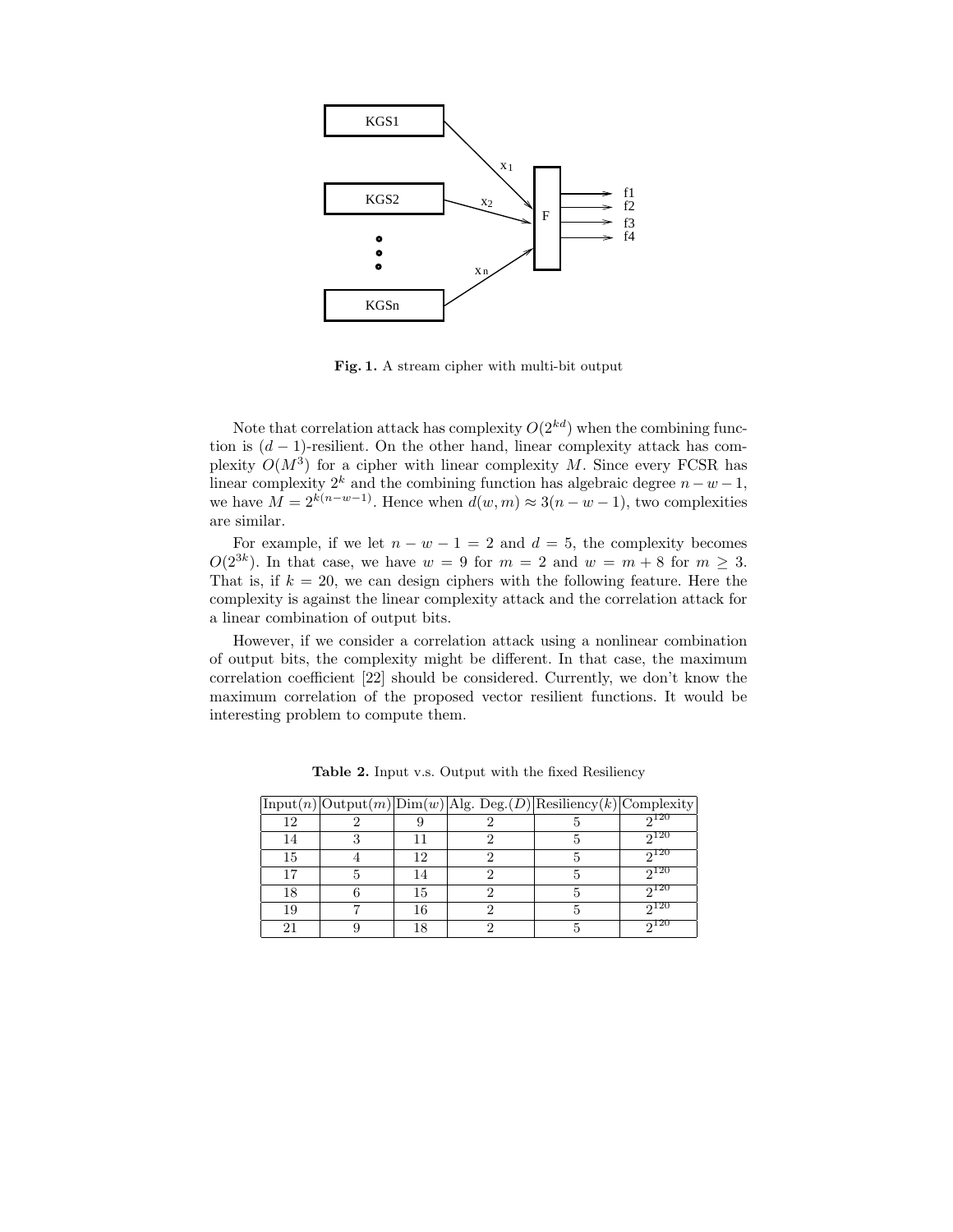**Fig. 1.** A stream cipher with multi-bit output

Note that correlation attack has complexity $O(2^{kd})$ when the combining function is $(d-1)$-resilient. On the other hand, linear complexity attack has complexity $O(M^3)$ for a cipher with linear complexity $M$. Since every FCSR has linear complexity $2^k$ and the combining function has algebraic degree $n-w-1$, we have $M = 2^{k(n-w-1)}$. Hence when $d(w,m) \approx 3(n-w-1)$, two complexities are similar.

For example, if we let $n-w-1 = 2$ and $d = 5$, the complexity becomes $O(2^{3k})$. In that case, we have $w = 9$ for $m = 2$ and $w = m+8$ for $m \geq 3$. That is, if $k = 20$, we can design ciphers with the following feature. Here the complexity is against the linear complexity attack and the correlation attack for a linear combination of output bits.

However, if we consider a correlation attack using a nonlinear combination of output bits, the complexity might be different. In that case, the maximum correlation coefficient [22] should be considered. Currently, we don't know the maximum correlation of the proposed vector resilient functions. It would be interesting problem to compute them.

**Table 2.** Input v.s. Output with the fixed Resiliency

| Input($n$) | Output($m$) | Dim($w$) | Alg. Deg.($D$) | Resiliency($k$) | Complexity |
|---|---|---|---|---|---|
| 12 | 2 | 9 | 2 | 5 | $2^{120}$ |
| 14 | 3 | 11 | 2 | 5 | $2^{120}$ |
| 15 | 4 | 12 | 2 | 5 | $2^{120}$ |
| 17 | 5 | 14 | 2 | 5 | $2^{120}$ |
| 18 | 6 | 15 | 2 | 5 | $2^{120}$ |
| 19 | 7 | 16 | 2 | 5 | $2^{120}$ |
| 21 | 9 | 18 | 2 | 5 | $2^{120}$ |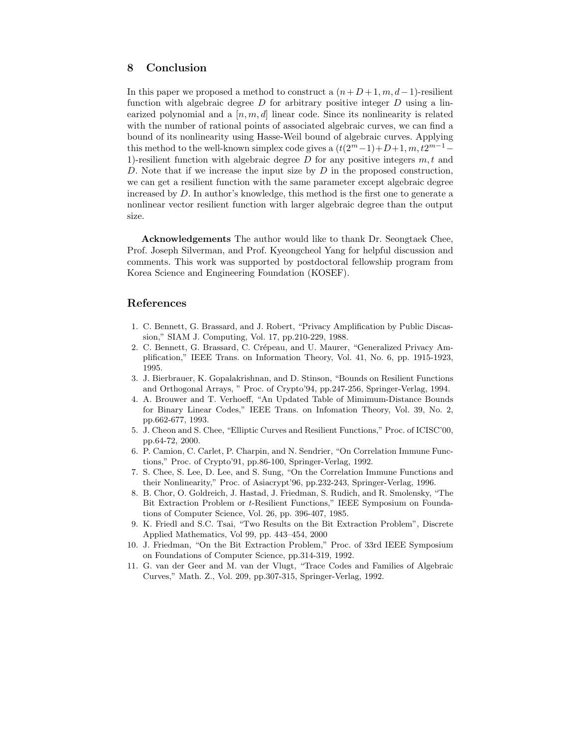## 8 Conclusion

In this paper we proposed a method to construct a $(n+D+1, m, d-1)$-resilient function with algebraic degree $D$ for arbitrary positive integer $D$ using a linearized polynomial and a $[n, m, d]$ linear code. Since its nonlinearity is related with the number of rational points of associated algebraic curves, we can find a bound of its nonlinearity using Hasse-Weil bound of algebraic curves. Applying this method to the well-known simplex code gives a $(t(2^m-1)+D+1, m, t2^{m-1}-1)$-resilient function with algebraic degree $D$ for any positive integers $m, t$ and $D$. Note that if we increase the input size by $D$ in the proposed construction, we can get a resilient function with the same parameter except algebraic degree increased by $D$. In author's knowledge, this method is the first one to generate a nonlinear vector resilient function with larger algebraic degree than the output size.

**Acknowledgements** The author would like to thank Dr. Seongtaek Chee, Prof. Joseph Silverman, and Prof. Kyeongcheol Yang for helpful discussion and comments. This work was supported by postdoctoral fellowship program from Korea Science and Engineering Foundation (KOSEF).

## References

1. C. Bennett, G. Brassard, and J. Robert, "Privacy Amplification by Public Discassion," SIAM J. Computing, Vol. 17, pp.210-229, 1988.
2. C. Bennett, G. Brassard, C. Crépeau, and U. Maurer, "Generalized Privacy Amplification," IEEE Trans. on Information Theory, Vol. 41, No. 6, pp. 1915-1923, 1995.
3. J. Bierbrauer, K. Gopalakrishnan, and D. Stinson, "Bounds on Resilient Functions and Orthogonal Arrays, " Proc. of Crypto'94, pp.247-256, Springer-Verlag, 1994.
4. A. Brouwer and T. Verhoeff, "An Updated Table of Mimimum-Distance Bounds for Binary Linear Codes," IEEE Trans. on Infomation Theory, Vol. 39, No. 2, pp.662-677, 1993.
5. J. Cheon and S. Chee, "Elliptic Curves and Resilient Functions," Proc. of ICISC'00, pp.64-72, 2000.
6. P. Camion, C. Carlet, P. Charpin, and N. Sendrier, "On Correlation Immune Functions," Proc. of Crypto'91, pp.86-100, Springer-Verlag, 1992.
7. S. Chee, S. Lee, D. Lee, and S. Sung, "On the Correlation Immune Functions and their Nonlinearity," Proc. of Asiacrypt'96, pp.232-243, Springer-Verlag, 1996.
8. B. Chor, O. Goldreich, J. Hastad, J. Friedman, S. Rudich, and R. Smolensky, "The Bit Extraction Problem or $t$-Resilient Functions," IEEE Symposium on Foundations of Computer Science, Vol. 26, pp. 396-407, 1985.
9. K. Friedl and S.C. Tsai, "Two Results on the Bit Extraction Problem", Discrete Applied Mathematics, Vol 99, pp. 443–454, 2000
10. J. Friedman, "On the Bit Extraction Problem," Proc. of 33rd IEEE Symposium on Foundations of Computer Science, pp.314-319, 1992.
11. G. van der Geer and M. van der Vlugt, "Trace Codes and Families of Algebraic Curves," Math. Z., Vol. 209, pp.307-315, Springer-Verlag, 1992.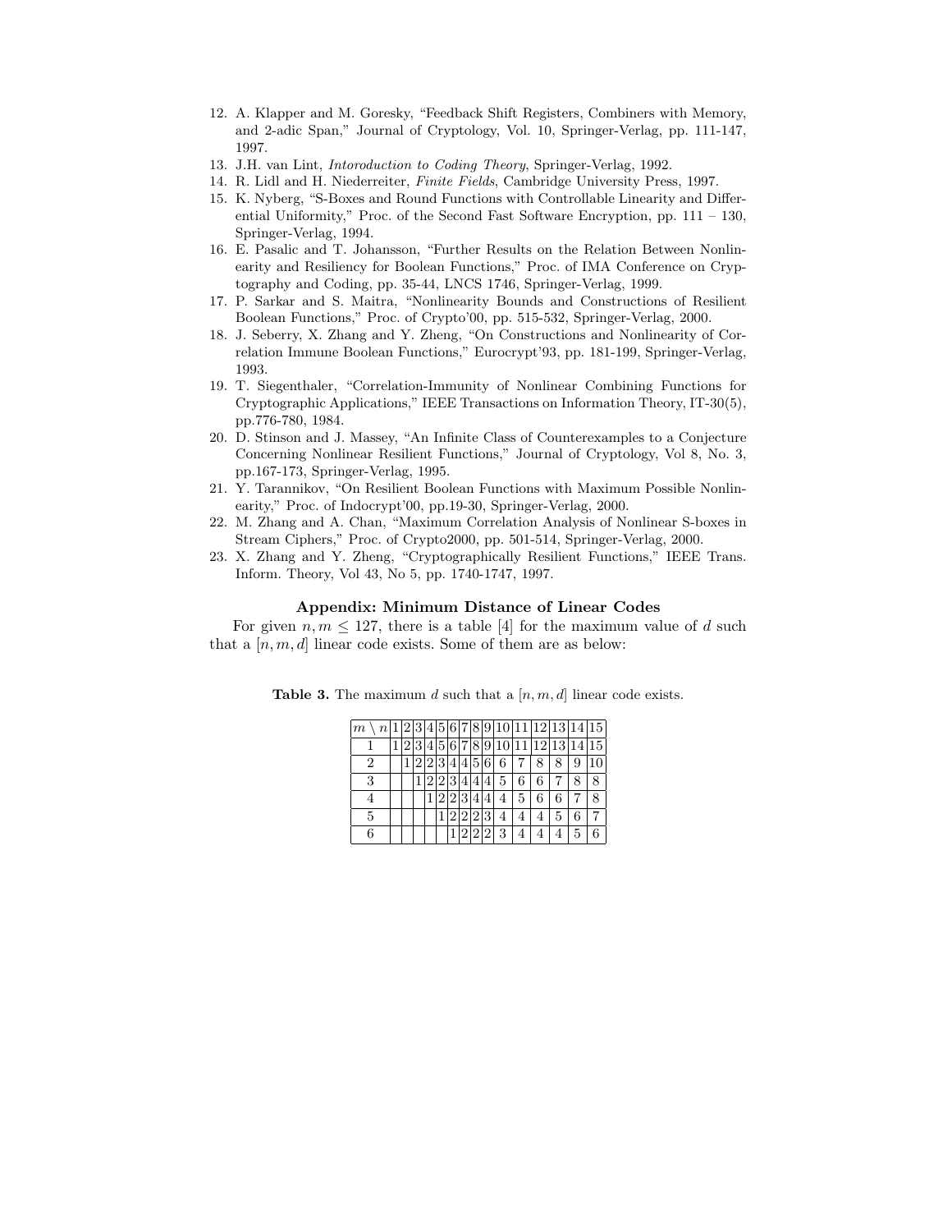12. A. Klapper and M. Goresky, "Feedback Shift Registers, Combiners with Memory, and 2-adic Span," Journal of Cryptology, Vol. 10, Springer-Verlag, pp. 111-147, 1997.
13. J.H. van Lint, *Intoroduction to Coding Theory*, Springer-Verlag, 1992.
14. R. Lidl and H. Niederreiter, *Finite Fields*, Cambridge University Press, 1997.
15. K. Nyberg, "S-Boxes and Round Functions with Controllable Linearity and Differential Uniformity," Proc. of the Second Fast Software Encryption, pp. 111 – 130, Springer-Verlag, 1994.
16. E. Pasalic and T. Johansson, "Further Results on the Relation Between Nonlinearity and Resiliency for Boolean Functions," Proc. of IMA Conference on Cryptography and Coding, pp. 35-44, LNCS 1746, Springer-Verlag, 1999.
17. P. Sarkar and S. Maitra, "Nonlinearity Bounds and Constructions of Resilient Boolean Functions," Proc. of Crypto'00, pp. 515-532, Springer-Verlag, 2000.
18. J. Seberry, X. Zhang and Y. Zheng, "On Constructions and Nonlinearity of Correlation Immune Boolean Functions," Eurocrypt'93, pp. 181-199, Springer-Verlag, 1993.
19. T. Siegenthaler, "Correlation-Immunity of Nonlinear Combining Functions for Cryptographic Applications," IEEE Transactions on Information Theory, IT-30(5), pp.776-780, 1984.
20. D. Stinson and J. Massey, "An Infinite Class of Counterexamples to a Conjecture Concerning Nonlinear Resilient Functions," Journal of Cryptology, Vol 8, No. 3, pp.167-173, Springer-Verlag, 1995.
21. Y. Tarannikov, "On Resilient Boolean Functions with Maximum Possible Nonlinearity," Proc. of Indocrypt'00, pp.19-30, Springer-Verlag, 2000.
22. M. Zhang and A. Chan, "Maximum Correlation Analysis of Nonlinear S-boxes in Stream Ciphers," Proc. of Crypto2000, pp. 501-514, Springer-Verlag, 2000.
23. X. Zhang and Y. Zheng, "Cryptographically Resilient Functions," IEEE Trans. Inform. Theory, Vol 43, No 5, pp. 1740-1747, 1997.

## Appendix: Minimum Distance of Linear Codes

For given $n, m \leq 127$, there is a table [4] for the maximum value of $d$ such that a $[n, m, d]$ linear code exists. Some of them are as below:

**Table 3.** The maximum $d$ such that a $[n, m, d]$ linear code exists.

| $m \setminus n$ | 1 | 2 | 3 | 4 | 5 | 6 | 7 | 8 | 9 | 10 | 11 | 12 | 13 | 14 | 15 |
|---|---|---|---|---|---|---|---|---|---|---|---|---|---|---|---|
| 1 | 1 | 2 | 3 | 4 | 5 | 6 | 7 | 8 | 9 | 10 | 11 | 12 | 13 | 14 | 15 |
| 2 | | 1 | 2 | 2 | 3 | 4 | 4 | 5 | 6 | 6 | 7 | 8 | 8 | 9 | 10 |
| 3 | | | 1 | 2 | 2 | 3 | 4 | 4 | 4 | 5 | 6 | 6 | 7 | 8 | 8 |
| 4 | | | | 1 | 2 | 2 | 3 | 4 | 4 | 4 | 5 | 6 | 6 | 7 | 8 |
| 5 | | | | | 1 | 2 | 2 | 2 | 3 | 4 | 4 | 4 | 5 | 6 | 7 |
| 6 | | | | | | 1 | 2 | 2 | 2 | 3 | 4 | 4 | 4 | 5 | 6 |